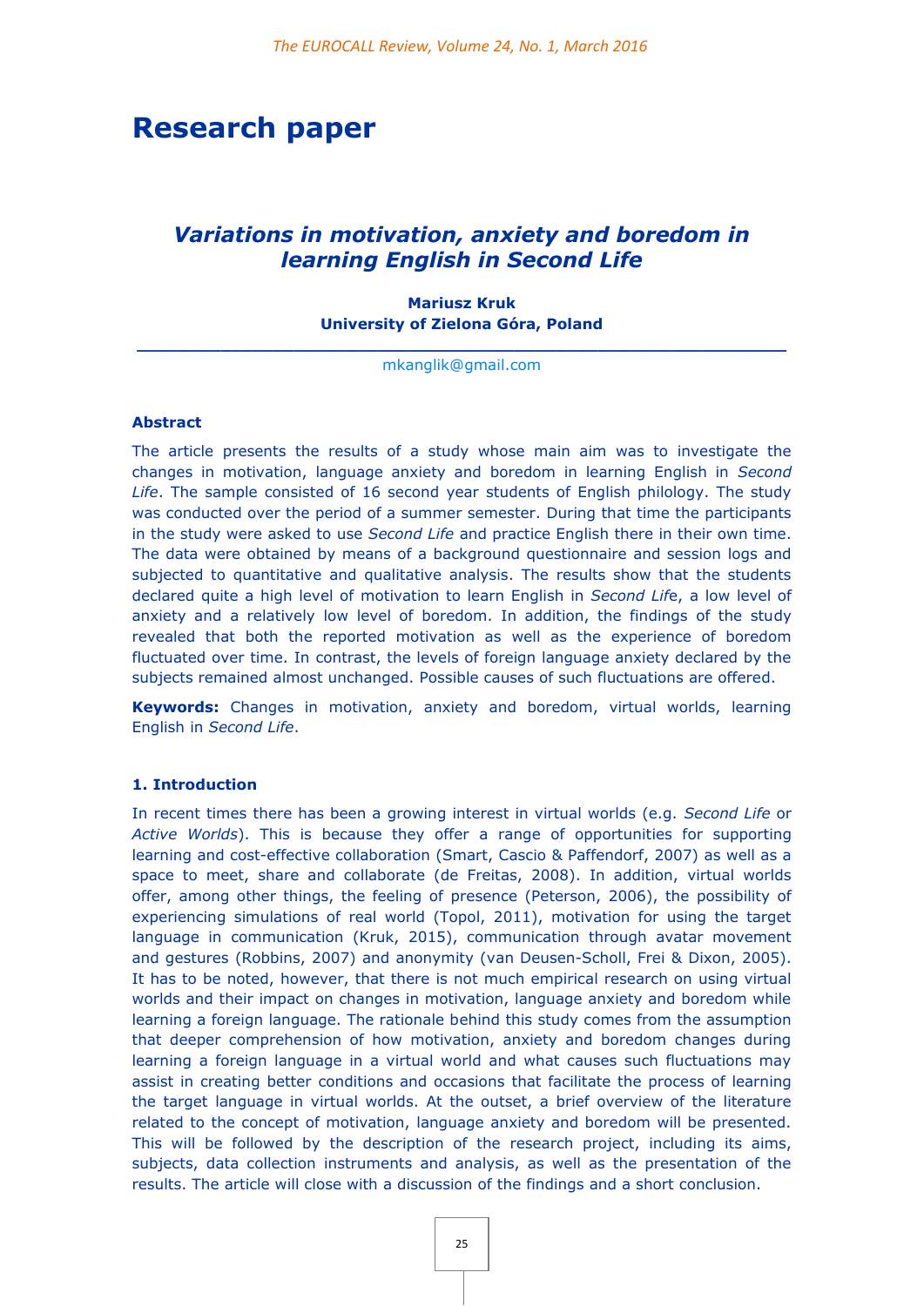# Research paper

## *Variations in motivation, anxiety and boredom in learning English in Second Life*

**Mariusz Kruk**
**University of Zielona Góra, Poland**

mkanglik@gmail.com

### Abstract

The article presents the results of a study whose main aim was to investigate the changes in motivation, language anxiety and boredom in learning English in *Second Life*. The sample consisted of 16 second year students of English philology. The study was conducted over the period of a summer semester. During that time the participants in the study were asked to use *Second Life* and practice English there in their own time. The data were obtained by means of a background questionnaire and session logs and subjected to quantitative and qualitative analysis. The results show that the students declared quite a high level of motivation to learn English in *Second Lif*e, a low level of anxiety and a relatively low level of boredom. In addition, the findings of the study revealed that both the reported motivation as well as the experience of boredom fluctuated over time. In contrast, the levels of foreign language anxiety declared by the subjects remained almost unchanged. Possible causes of such fluctuations are offered.

**Keywords:** Changes in motivation, anxiety and boredom, virtual worlds, learning English in *Second Life*.

### 1. Introduction

In recent times there has been a growing interest in virtual worlds (e.g. *Second Life* or *Active Worlds*). This is because they offer a range of opportunities for supporting learning and cost-effective collaboration (Smart, Cascio & Paffendorf, 2007) as well as a space to meet, share and collaborate (de Freitas, 2008). In addition, virtual worlds offer, among other things, the feeling of presence (Peterson, 2006), the possibility of experiencing simulations of real world (Topol, 2011), motivation for using the target language in communication (Kruk, 2015), communication through avatar movement and gestures (Robbins, 2007) and anonymity (van Deusen-Scholl, Frei & Dixon, 2005). It has to be noted, however, that there is not much empirical research on using virtual worlds and their impact on changes in motivation, language anxiety and boredom while learning a foreign language. The rationale behind this study comes from the assumption that deeper comprehension of how motivation, anxiety and boredom changes during learning a foreign language in a virtual world and what causes such fluctuations may assist in creating better conditions and occasions that facilitate the process of learning the target language in virtual worlds. At the outset, a brief overview of the literature related to the concept of motivation, language anxiety and boredom will be presented. This will be followed by the description of the research project, including its aims, subjects, data collection instruments and analysis, as well as the presentation of the results. The article will close with a discussion of the findings and a short conclusion.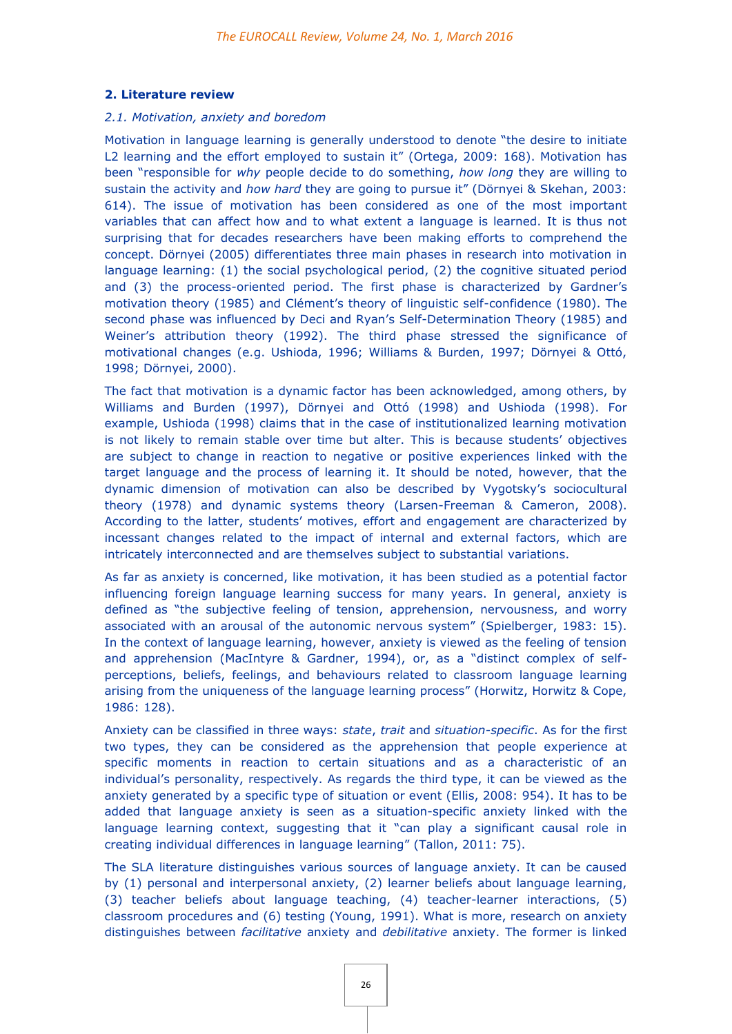## 2. Literature review

### *2.1. Motivation, anxiety and boredom*

Motivation in language learning is generally understood to denote "the desire to initiate L2 learning and the effort employed to sustain it" (Ortega, 2009: 168). Motivation has been "responsible for *why* people decide to do something, *how long* they are willing to sustain the activity and *how hard* they are going to pursue it" (Dörnyei & Skehan, 2003: 614). The issue of motivation has been considered as one of the most important variables that can affect how and to what extent a language is learned. It is thus not surprising that for decades researchers have been making efforts to comprehend the concept. Dörnyei (2005) differentiates three main phases in research into motivation in language learning: (1) the social psychological period, (2) the cognitive situated period and (3) the process-oriented period. The first phase is characterized by Gardner's motivation theory (1985) and Clément's theory of linguistic self-confidence (1980). The second phase was influenced by Deci and Ryan's Self-Determination Theory (1985) and Weiner's attribution theory (1992). The third phase stressed the significance of motivational changes (e.g. Ushioda, 1996; Williams & Burden, 1997; Dörnyei & Ottó, 1998; Dörnyei, 2000).

The fact that motivation is a dynamic factor has been acknowledged, among others, by Williams and Burden (1997), Dörnyei and Ottó (1998) and Ushioda (1998). For example, Ushioda (1998) claims that in the case of institutionalized learning motivation is not likely to remain stable over time but alter. This is because students' objectives are subject to change in reaction to negative or positive experiences linked with the target language and the process of learning it. It should be noted, however, that the dynamic dimension of motivation can also be described by Vygotsky's sociocultural theory (1978) and dynamic systems theory (Larsen-Freeman & Cameron, 2008). According to the latter, students' motives, effort and engagement are characterized by incessant changes related to the impact of internal and external factors, which are intricately interconnected and are themselves subject to substantial variations.

As far as anxiety is concerned, like motivation, it has been studied as a potential factor influencing foreign language learning success for many years. In general, anxiety is defined as "the subjective feeling of tension, apprehension, nervousness, and worry associated with an arousal of the autonomic nervous system" (Spielberger, 1983: 15). In the context of language learning, however, anxiety is viewed as the feeling of tension and apprehension (MacIntyre & Gardner, 1994), or, as a "distinct complex of self-perceptions, beliefs, feelings, and behaviours related to classroom language learning arising from the uniqueness of the language learning process" (Horwitz, Horwitz & Cope, 1986: 128).

Anxiety can be classified in three ways: *state*, *trait* and *situation-specific*. As for the first two types, they can be considered as the apprehension that people experience at specific moments in reaction to certain situations and as a characteristic of an individual's personality, respectively. As regards the third type, it can be viewed as the anxiety generated by a specific type of situation or event (Ellis, 2008: 954). It has to be added that language anxiety is seen as a situation-specific anxiety linked with the language learning context, suggesting that it "can play a significant causal role in creating individual differences in language learning" (Tallon, 2011: 75).

The SLA literature distinguishes various sources of language anxiety. It can be caused by (1) personal and interpersonal anxiety, (2) learner beliefs about language learning, (3) teacher beliefs about language teaching, (4) teacher-learner interactions, (5) classroom procedures and (6) testing (Young, 1991). What is more, research on anxiety distinguishes between *facilitative* anxiety and *debilitative* anxiety. The former is linked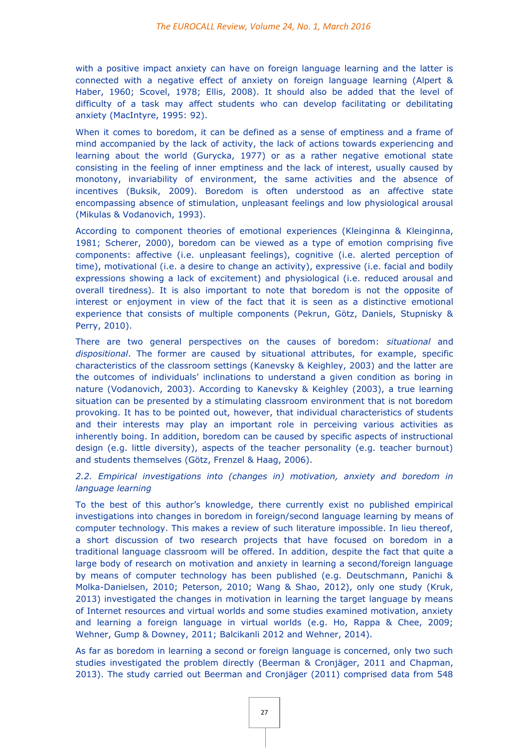with a positive impact anxiety can have on foreign language learning and the latter is connected with a negative effect of anxiety on foreign language learning (Alpert & Haber, 1960; Scovel, 1978; Ellis, 2008). It should also be added that the level of difficulty of a task may affect students who can develop facilitating or debilitating anxiety (MacIntyre, 1995: 92).

When it comes to boredom, it can be defined as a sense of emptiness and a frame of mind accompanied by the lack of activity, the lack of actions towards experiencing and learning about the world (Gurycka, 1977) or as a rather negative emotional state consisting in the feeling of inner emptiness and the lack of interest, usually caused by monotony, invariability of environment, the same activities and the absence of incentives (Buksik, 2009). Boredom is often understood as an affective state encompassing absence of stimulation, unpleasant feelings and low physiological arousal (Mikulas & Vodanovich, 1993).

According to component theories of emotional experiences (Kleinginna & Kleinginna, 1981; Scherer, 2000), boredom can be viewed as a type of emotion comprising five components: affective (i.e. unpleasant feelings), cognitive (i.e. alterted perception of time), motivational (i.e. a desire to change an activity), expressive (i.e. facial and bodily expressions showing a lack of excitement) and physiological (i.e. reduced arousal and overall tiredness). It is also important to note that boredom is not the opposite of interest or enjoyment in view of the fact that it is seen as a distinctive emotional experience that consists of multiple components (Pekrun, Götz, Daniels, Stupnisky & Perry, 2010).

There are two general perspectives on the causes of boredom: *situational* and *dispositional*. The former are caused by situational attributes, for example, specific characteristics of the classroom settings (Kanevsky & Keighley, 2003) and the latter are the outcomes of individuals' inclinations to understand a given condition as boring in nature (Vodanovich, 2003). According to Kanevsky & Keighley (2003), a true learning situation can be presented by a stimulating classroom environment that is not boredom provoking. It has to be pointed out, however, that individual characteristics of students and their interests may play an important role in perceiving various activities as inherently boing. In addition, boredom can be caused by specific aspects of instructional design (e.g. little diversity), aspects of the teacher personality (e.g. teacher burnout) and students themselves (Götz, Frenzel & Haag, 2006).

### *2.2. Empirical investigations into (changes in) motivation, anxiety and boredom in language learning*

To the best of this author's knowledge, there currently exist no published empirical investigations into changes in boredom in foreign/second language learning by means of computer technology. This makes a review of such literature impossible. In lieu thereof, a short discussion of two research projects that have focused on boredom in a traditional language classroom will be offered. In addition, despite the fact that quite a large body of research on motivation and anxiety in learning a second/foreign language by means of computer technology has been published (e.g. Deutschmann, Panichi & Molka-Danielsen, 2010; Peterson, 2010; Wang & Shao, 2012), only one study (Kruk, 2013) investigated the changes in motivation in learning the target language by means of Internet resources and virtual worlds and some studies examined motivation, anxiety and learning a foreign language in virtual worlds (e.g. Ho, Rappa & Chee, 2009; Wehner, Gump & Downey, 2011; Balcikanli 2012 and Wehner, 2014).

As far as boredom in learning a second or foreign language is concerned, only two such studies investigated the problem directly (Beerman & Cronjäger, 2011 and Chapman, 2013). The study carried out Beerman and Cronjäger (2011) comprised data from 548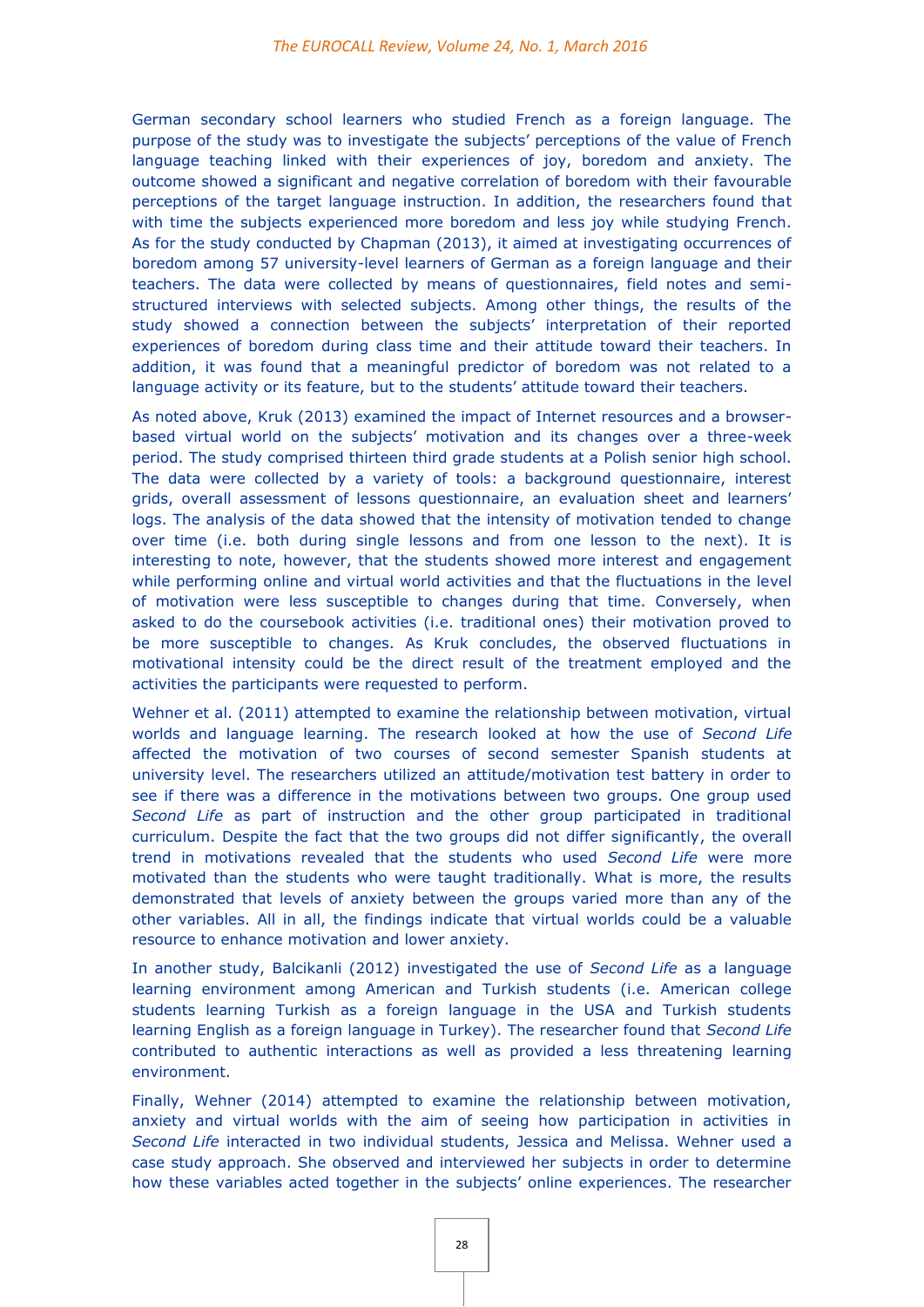German secondary school learners who studied French as a foreign language. The purpose of the study was to investigate the subjects' perceptions of the value of French language teaching linked with their experiences of joy, boredom and anxiety. The outcome showed a significant and negative correlation of boredom with their favourable perceptions of the target language instruction. In addition, the researchers found that with time the subjects experienced more boredom and less joy while studying French. As for the study conducted by Chapman (2013), it aimed at investigating occurrences of boredom among 57 university-level learners of German as a foreign language and their teachers. The data were collected by means of questionnaires, field notes and semi-structured interviews with selected subjects. Among other things, the results of the study showed a connection between the subjects' interpretation of their reported experiences of boredom during class time and their attitude toward their teachers. In addition, it was found that a meaningful predictor of boredom was not related to a language activity or its feature, but to the students' attitude toward their teachers.

As noted above, Kruk (2013) examined the impact of Internet resources and a browser-based virtual world on the subjects' motivation and its changes over a three-week period. The study comprised thirteen third grade students at a Polish senior high school. The data were collected by a variety of tools: a background questionnaire, interest grids, overall assessment of lessons questionnaire, an evaluation sheet and learners' logs. The analysis of the data showed that the intensity of motivation tended to change over time (i.e. both during single lessons and from one lesson to the next). It is interesting to note, however, that the students showed more interest and engagement while performing online and virtual world activities and that the fluctuations in the level of motivation were less susceptible to changes during that time. Conversely, when asked to do the coursebook activities (i.e. traditional ones) their motivation proved to be more susceptible to changes. As Kruk concludes, the observed fluctuations in motivational intensity could be the direct result of the treatment employed and the activities the participants were requested to perform.

Wehner et al. (2011) attempted to examine the relationship between motivation, virtual worlds and language learning. The research looked at how the use of *Second Life* affected the motivation of two courses of second semester Spanish students at university level. The researchers utilized an attitude/motivation test battery in order to see if there was a difference in the motivations between two groups. One group used *Second Life* as part of instruction and the other group participated in traditional curriculum. Despite the fact that the two groups did not differ significantly, the overall trend in motivations revealed that the students who used *Second Life* were more motivated than the students who were taught traditionally. What is more, the results demonstrated that levels of anxiety between the groups varied more than any of the other variables. All in all, the findings indicate that virtual worlds could be a valuable resource to enhance motivation and lower anxiety.

In another study, Balcikanli (2012) investigated the use of *Second Life* as a language learning environment among American and Turkish students (i.e. American college students learning Turkish as a foreign language in the USA and Turkish students learning English as a foreign language in Turkey). The researcher found that *Second Life* contributed to authentic interactions as well as provided a less threatening learning environment.

Finally, Wehner (2014) attempted to examine the relationship between motivation, anxiety and virtual worlds with the aim of seeing how participation in activities in *Second Life* interacted in two individual students, Jessica and Melissa. Wehner used a case study approach. She observed and interviewed her subjects in order to determine how these variables acted together in the subjects' online experiences. The researcher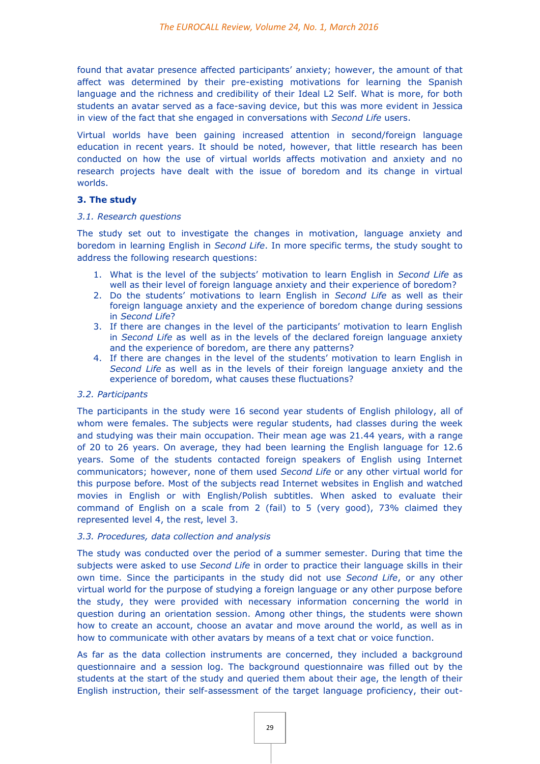found that avatar presence affected participants' anxiety; however, the amount of that affect was determined by their pre-existing motivations for learning the Spanish language and the richness and credibility of their Ideal L2 Self. What is more, for both students an avatar served as a face-saving device, but this was more evident in Jessica in view of the fact that she engaged in conversations with *Second Life* users.

Virtual worlds have been gaining increased attention in second/foreign language education in recent years. It should be noted, however, that little research has been conducted on how the use of virtual worlds affects motivation and anxiety and no research projects have dealt with the issue of boredom and its change in virtual worlds.

## 3. The study

### *3.1. Research questions*

The study set out to investigate the changes in motivation, language anxiety and boredom in learning English in *Second Life*. In more specific terms, the study sought to address the following research questions:

1. What is the level of the subjects' motivation to learn English in *Second Life* as well as their level of foreign language anxiety and their experience of boredom?
2. Do the students' motivations to learn English in *Second Life* as well as their foreign language anxiety and the experience of boredom change during sessions in *Second Life*?
3. If there are changes in the level of the participants' motivation to learn English in *Second Life* as well as in the levels of the declared foreign language anxiety and the experience of boredom, are there any patterns?
4. If there are changes in the level of the students' motivation to learn English in *Second Life* as well as in the levels of their foreign language anxiety and the experience of boredom, what causes these fluctuations?

### *3.2. Participants*

The participants in the study were 16 second year students of English philology, all of whom were females. The subjects were regular students, had classes during the week and studying was their main occupation. Their mean age was 21.44 years, with a range of 20 to 26 years. On average, they had been learning the English language for 12.6 years. Some of the students contacted foreign speakers of English using Internet communicators; however, none of them used *Second Life* or any other virtual world for this purpose before. Most of the subjects read Internet websites in English and watched movies in English or with English/Polish subtitles. When asked to evaluate their command of English on a scale from 2 (fail) to 5 (very good), 73% claimed they represented level 4, the rest, level 3.

### *3.3. Procedures, data collection and analysis*

The study was conducted over the period of a summer semester. During that time the subjects were asked to use *Second Life* in order to practice their language skills in their own time. Since the participants in the study did not use *Second Life*, or any other virtual world for the purpose of studying a foreign language or any other purpose before the study, they were provided with necessary information concerning the world in question during an orientation session. Among other things, the students were shown how to create an account, choose an avatar and move around the world, as well as in how to communicate with other avatars by means of a text chat or voice function.

As far as the data collection instruments are concerned, they included a background questionnaire and a session log. The background questionnaire was filled out by the students at the start of the study and queried them about their age, the length of their English instruction, their self-assessment of the target language proficiency, their out-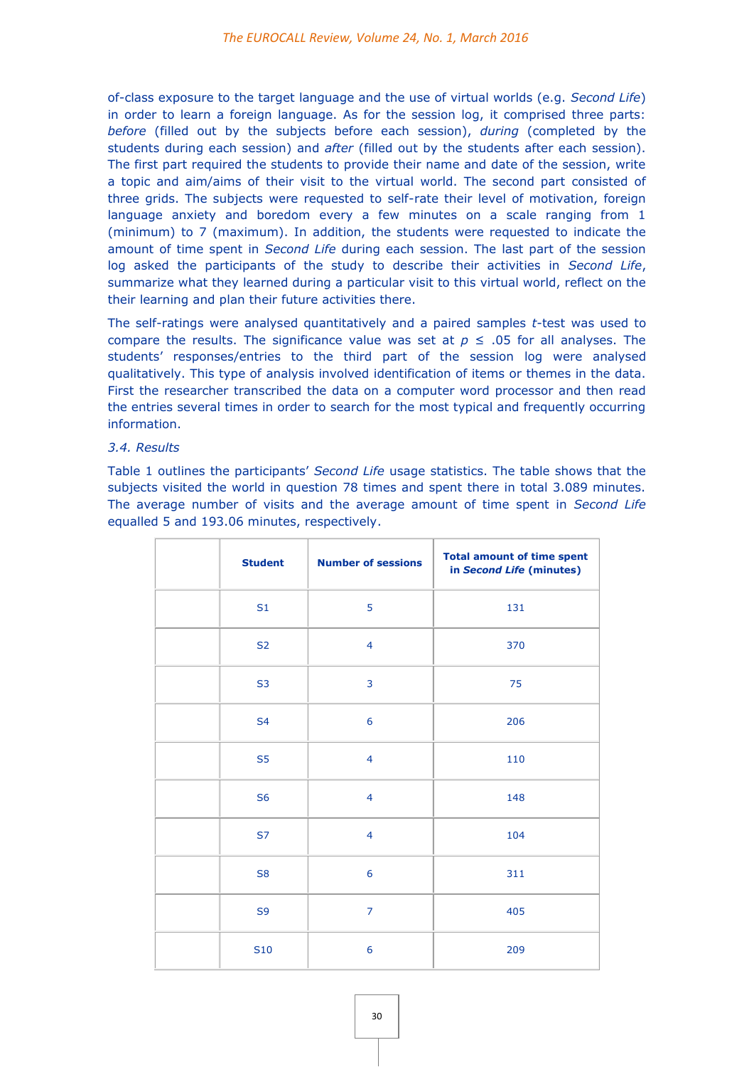of-class exposure to the target language and the use of virtual worlds (e.g. *Second Life*) in order to learn a foreign language. As for the session log, it comprised three parts: *before* (filled out by the subjects before each session), *during* (completed by the students during each session) and *after* (filled out by the students after each session). The first part required the students to provide their name and date of the session, write a topic and aim/aims of their visit to the virtual world. The second part consisted of three grids. The subjects were requested to self-rate their level of motivation, foreign language anxiety and boredom every a few minutes on a scale ranging from 1 (minimum) to 7 (maximum). In addition, the students were requested to indicate the amount of time spent in *Second Life* during each session. The last part of the session log asked the participants of the study to describe their activities in *Second Life*, summarize what they learned during a particular visit to this virtual world, reflect on the their learning and plan their future activities there.

The self-ratings were analysed quantitatively and a paired samples $t$-test was used to compare the results. The significance value was set at $p \leq .05$ for all analyses. The students' responses/entries to the third part of the session log were analysed qualitatively. This type of analysis involved identification of items or themes in the data. First the researcher transcribed the data on a computer word processor and then read the entries several times in order to search for the most typical and frequently occurring information.

*3.4. Results*

Table 1 outlines the participants' *Second Life* usage statistics. The table shows that the subjects visited the world in question 78 times and spent there in total 3.089 minutes. The average number of visits and the average amount of time spent in *Second Life* equalled 5 and 193.06 minutes, respectively.

| | **Student** | **Number of sessions** | **Total amount of time spent in *Second Life* (minutes)** |
|---|---|---|---|
| | S1 | 5 | 131 |
| | S2 | 4 | 370 |
| | S3 | 3 | 75 |
| | S4 | 6 | 206 |
| | S5 | 4 | 110 |
| | S6 | 4 | 148 |
| | S7 | 4 | 104 |
| | S8 | 6 | 311 |
| | S9 | 7 | 405 |
| | S10 | 6 | 209 |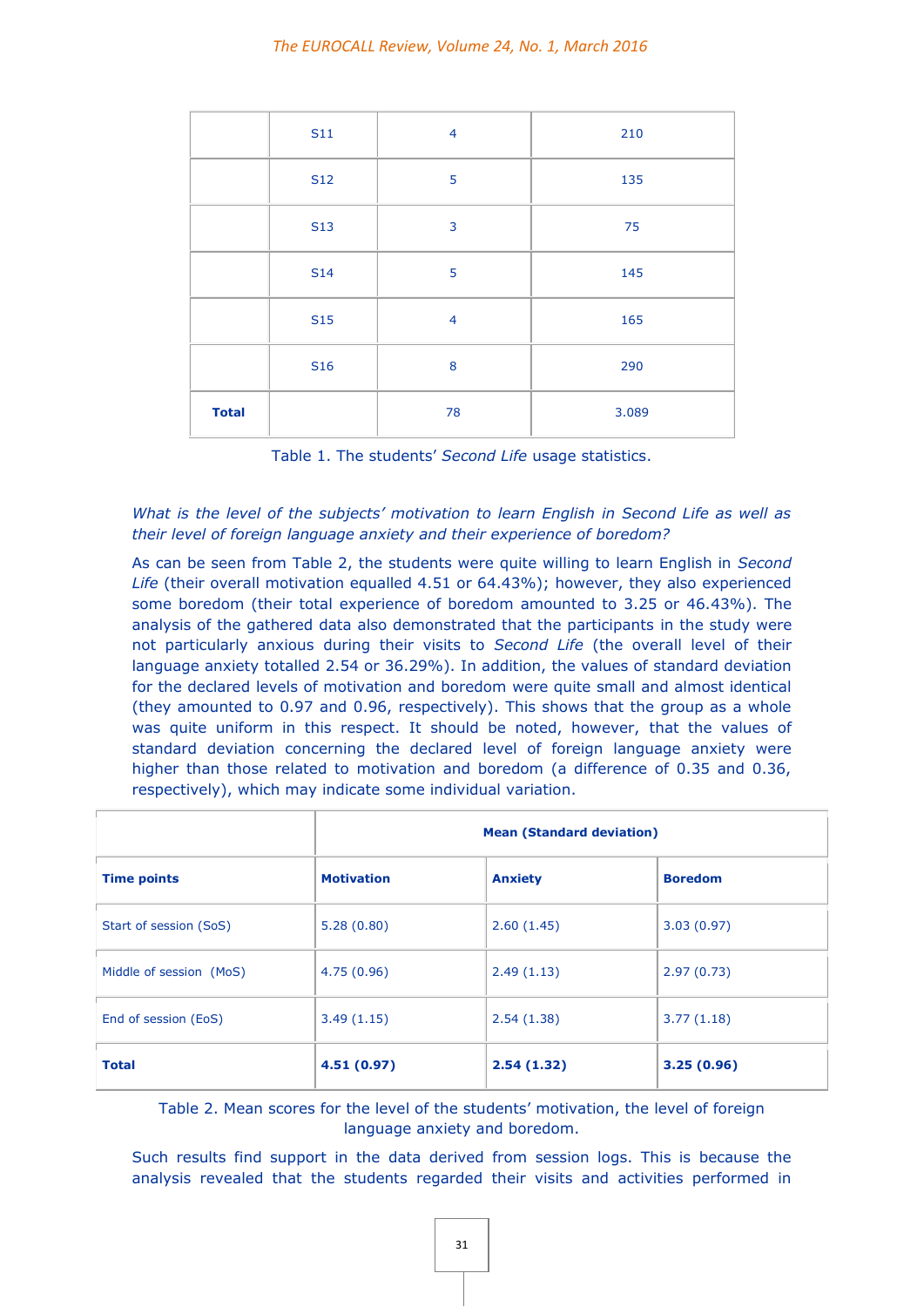| | S11 | 4 | 210 |
|---|---|---|---|
| | S12 | 5 | 135 |
| | S13 | 3 | 75 |
| | S14 | 5 | 145 |
| | S15 | 4 | 165 |
| | S16 | 8 | 290 |
| **Total** | | 78 | 3.089 |

Table 1. The students' *Second Life* usage statistics.

*What is the level of the subjects' motivation to learn English in Second Life as well as their level of foreign language anxiety and their experience of boredom?*

As can be seen from Table 2, the students were quite willing to learn English in *Second Life* (their overall motivation equalled 4.51 or 64.43%); however, they also experienced some boredom (their total experience of boredom amounted to 3.25 or 46.43%). The analysis of the gathered data also demonstrated that the participants in the study were not particularly anxious during their visits to *Second Life* (the overall level of their language anxiety totalled 2.54 or 36.29%). In addition, the values of standard deviation for the declared levels of motivation and boredom were quite small and almost identical (they amounted to 0.97 and 0.96, respectively). This shows that the group as a whole was quite uniform in this respect. It should be noted, however, that the values of standard deviation concerning the declared level of foreign language anxiety were higher than those related to motivation and boredom (a difference of 0.35 and 0.36, respectively), which may indicate some individual variation.

| | **Mean (Standard deviation)** | | |
|---|---|---|---|
| **Time points** | **Motivation** | **Anxiety** | **Boredom** |
| Start of session (SoS) | 5.28 (0.80) | 2.60 (1.45) | 3.03 (0.97) |
| Middle of session (MoS) | 4.75 (0.96) | 2.49 (1.13) | 2.97 (0.73) |
| End of session (EoS) | 3.49 (1.15) | 2.54 (1.38) | 3.77 (1.18) |
| **Total** | **4.51 (0.97)** | **2.54 (1.32)** | **3.25 (0.96)** |

Table 2. Mean scores for the level of the students' motivation, the level of foreign language anxiety and boredom.

Such results find support in the data derived from session logs. This is because the analysis revealed that the students regarded their visits and activities performed in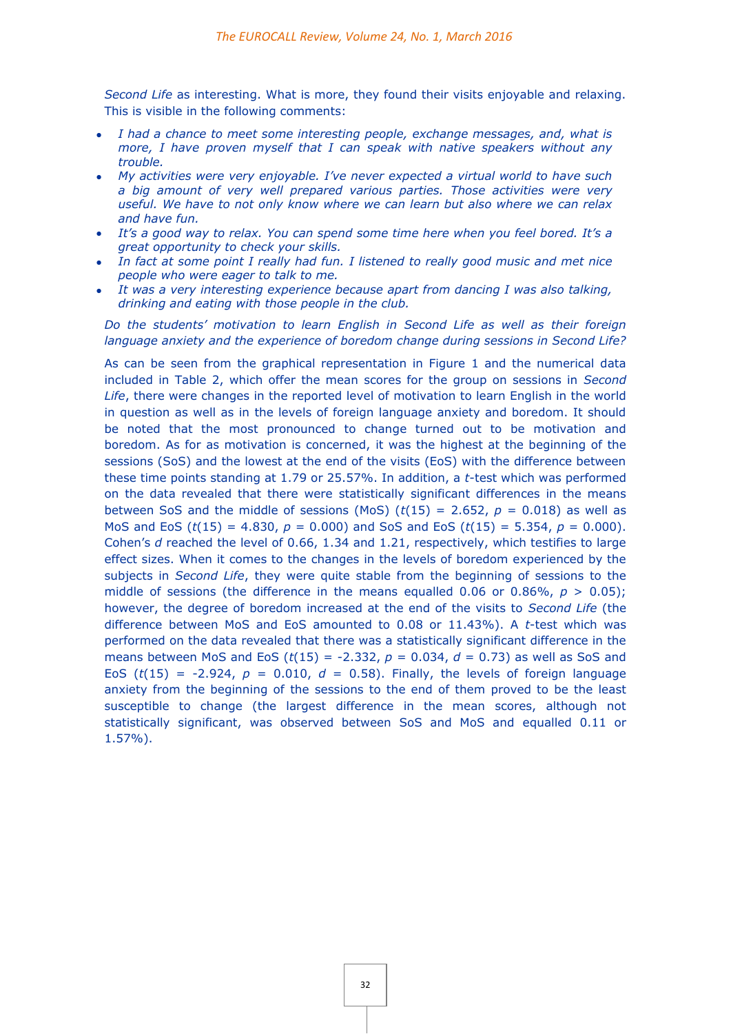*Second Life* as interesting. What is more, they found their visits enjoyable and relaxing. This is visible in the following comments:

- *I had a chance to meet some interesting people, exchange messages, and, what is more, I have proven myself that I can speak with native speakers without any trouble.*
- *My activities were very enjoyable. I've never expected a virtual world to have such a big amount of very well prepared various parties. Those activities were very useful. We have to not only know where we can learn but also where we can relax and have fun.*
- *It's a good way to relax. You can spend some time here when you feel bored. It's a great opportunity to check your skills.*
- *In fact at some point I really had fun. I listened to really good music and met nice people who were eager to talk to me.*
- *It was a very interesting experience because apart from dancing I was also talking, drinking and eating with those people in the club.*

*Do the students' motivation to learn English in Second Life as well as their foreign language anxiety and the experience of boredom change during sessions in Second Life?*

As can be seen from the graphical representation in Figure 1 and the numerical data included in Table 2, which offer the mean scores for the group on sessions in *Second Life*, there were changes in the reported level of motivation to learn English in the world in question as well as in the levels of foreign language anxiety and boredom. It should be noted that the most pronounced to change turned out to be motivation and boredom. As for as motivation is concerned, it was the highest at the beginning of the sessions (SoS) and the lowest at the end of the visits (EoS) with the difference between these time points standing at 1.79 or 25.57%. In addition, a *t*-test which was performed on the data revealed that there were statistically significant differences in the means between SoS and the middle of sessions (MoS) ($t(15) = 2.652$, $p = 0.018$) as well as MoS and EoS ($t(15) = 4.830$, $p = 0.000$) and SoS and EoS ($t(15) = 5.354$, $p = 0.000$). Cohen's $d$ reached the level of 0.66, 1.34 and 1.21, respectively, which testifies to large effect sizes. When it comes to the changes in the levels of boredom experienced by the subjects in *Second Life*, they were quite stable from the beginning of sessions to the middle of sessions (the difference in the means equalled 0.06 or 0.86%, $p > 0.05$); however, the degree of boredom increased at the end of the visits to *Second Life* (the difference between MoS and EoS amounted to 0.08 or 11.43%). A *t*-test which was performed on the data revealed that there was a statistically significant difference in the means between MoS and EoS ($t(15) = -2.332$, $p = 0.034$, $d = 0.73$) as well as SoS and EoS ($t(15) = -2.924$, $p = 0.010$, $d = 0.58$). Finally, the levels of foreign language anxiety from the beginning of the sessions to the end of them proved to be the least susceptible to change (the largest difference in the mean scores, although not statistically significant, was observed between SoS and MoS and equalled 0.11 or 1.57%).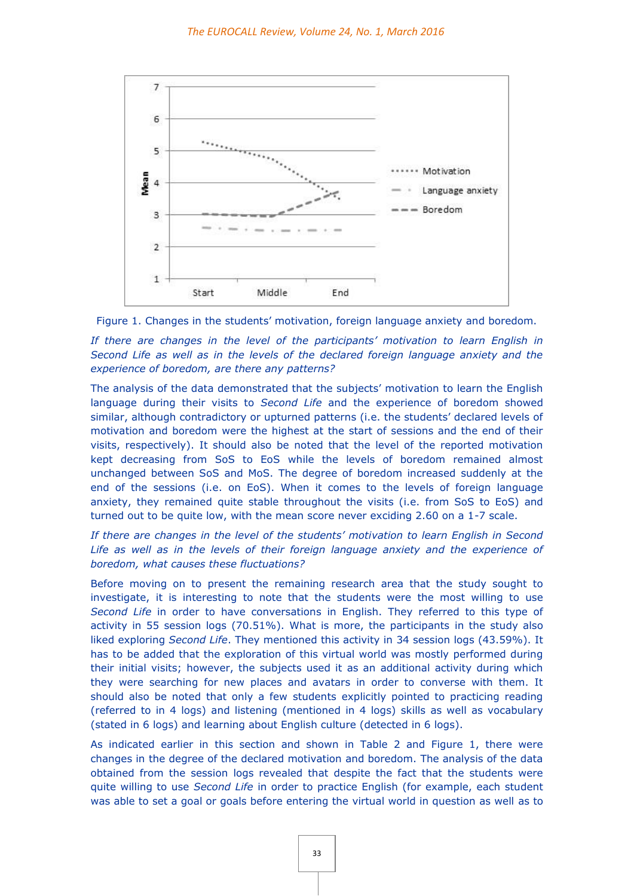Figure 1. Changes in the students' motivation, foreign language anxiety and boredom.

*If there are changes in the level of the participants' motivation to learn English in Second Life as well as in the levels of the declared foreign language anxiety and the experience of boredom, are there any patterns?*

The analysis of the data demonstrated that the subjects' motivation to learn the English language during their visits to *Second Life* and the experience of boredom showed similar, although contradictory or upturned patterns (i.e. the students' declared levels of motivation and boredom were the highest at the start of sessions and the end of their visits, respectively). It should also be noted that the level of the reported motivation kept decreasing from SoS to EoS while the levels of boredom remained almost unchanged between SoS and MoS. The degree of boredom increased suddenly at the end of the sessions (i.e. on EoS). When it comes to the levels of foreign language anxiety, they remained quite stable throughout the visits (i.e. from SoS to EoS) and turned out to be quite low, with the mean score never exciding 2.60 on a 1-7 scale.

*If there are changes in the level of the students' motivation to learn English in Second Life as well as in the levels of their foreign language anxiety and the experience of boredom, what causes these fluctuations?*

Before moving on to present the remaining research area that the study sought to investigate, it is interesting to note that the students were the most willing to use *Second Life* in order to have conversations in English. They referred to this type of activity in 55 session logs (70.51%). What is more, the participants in the study also liked exploring *Second Life*. They mentioned this activity in 34 session logs (43.59%). It has to be added that the exploration of this virtual world was mostly performed during their initial visits; however, the subjects used it as an additional activity during which they were searching for new places and avatars in order to converse with them. It should also be noted that only a few students explicitly pointed to practicing reading (referred to in 4 logs) and listening (mentioned in 4 logs) skills as well as vocabulary (stated in 6 logs) and learning about English culture (detected in 6 logs).

As indicated earlier in this section and shown in Table 2 and Figure 1, there were changes in the degree of the declared motivation and boredom. The analysis of the data obtained from the session logs revealed that despite the fact that the students were quite willing to use *Second Life* in order to practice English (for example, each student was able to set a goal or goals before entering the virtual world in question as well as to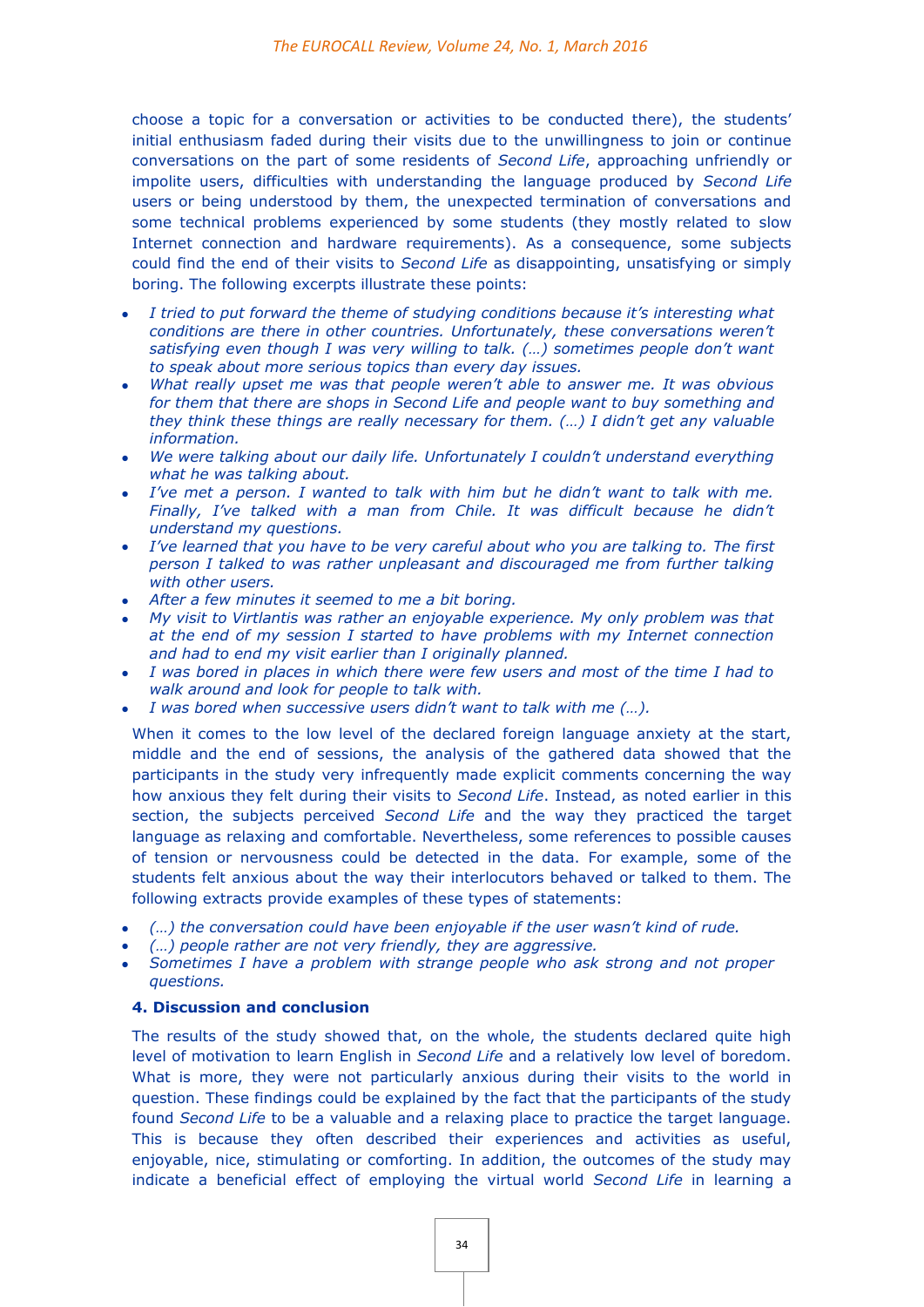choose a topic for a conversation or activities to be conducted there), the students' initial enthusiasm faded during their visits due to the unwillingness to join or continue conversations on the part of some residents of *Second Life*, approaching unfriendly or impolite users, difficulties with understanding the language produced by *Second Life* users or being understood by them, the unexpected termination of conversations and some technical problems experienced by some students (they mostly related to slow Internet connection and hardware requirements). As a consequence, some subjects could find the end of their visits to *Second Life* as disappointing, unsatisfying or simply boring. The following excerpts illustrate these points:

- *I tried to put forward the theme of studying conditions because it's interesting what conditions are there in other countries. Unfortunately, these conversations weren't satisfying even though I was very willing to talk. (…) sometimes people don't want to speak about more serious topics than every day issues.*
- *What really upset me was that people weren't able to answer me. It was obvious for them that there are shops in Second Life and people want to buy something and they think these things are really necessary for them. (…) I didn't get any valuable information.*
- *We were talking about our daily life. Unfortunately I couldn't understand everything what he was talking about.*
- *I've met a person. I wanted to talk with him but he didn't want to talk with me. Finally, I've talked with a man from Chile. It was difficult because he didn't understand my questions.*
- *I've learned that you have to be very careful about who you are talking to. The first person I talked to was rather unpleasant and discouraged me from further talking with other users.*
- *After a few minutes it seemed to me a bit boring.*
- *My visit to Virtlantis was rather an enjoyable experience. My only problem was that at the end of my session I started to have problems with my Internet connection and had to end my visit earlier than I originally planned.*
- *I was bored in places in which there were few users and most of the time I had to walk around and look for people to talk with.*
- *I was bored when successive users didn't want to talk with me (…).*

When it comes to the low level of the declared foreign language anxiety at the start, middle and the end of sessions, the analysis of the gathered data showed that the participants in the study very infrequently made explicit comments concerning the way how anxious they felt during their visits to *Second Life*. Instead, as noted earlier in this section, the subjects perceived *Second Life* and the way they practiced the target language as relaxing and comfortable. Nevertheless, some references to possible causes of tension or nervousness could be detected in the data. For example, some of the students felt anxious about the way their interlocutors behaved or talked to them. The following extracts provide examples of these types of statements:

- *(…) the conversation could have been enjoyable if the user wasn't kind of rude.*
- *(…) people rather are not very friendly, they are aggressive.*
- *Sometimes I have a problem with strange people who ask strong and not proper questions.*

## 4. Discussion and conclusion

The results of the study showed that, on the whole, the students declared quite high level of motivation to learn English in *Second Life* and a relatively low level of boredom. What is more, they were not particularly anxious during their visits to the world in question. These findings could be explained by the fact that the participants of the study found *Second Life* to be a valuable and a relaxing place to practice the target language. This is because they often described their experiences and activities as useful, enjoyable, nice, stimulating or comforting. In addition, the outcomes of the study may indicate a beneficial effect of employing the virtual world *Second Life* in learning a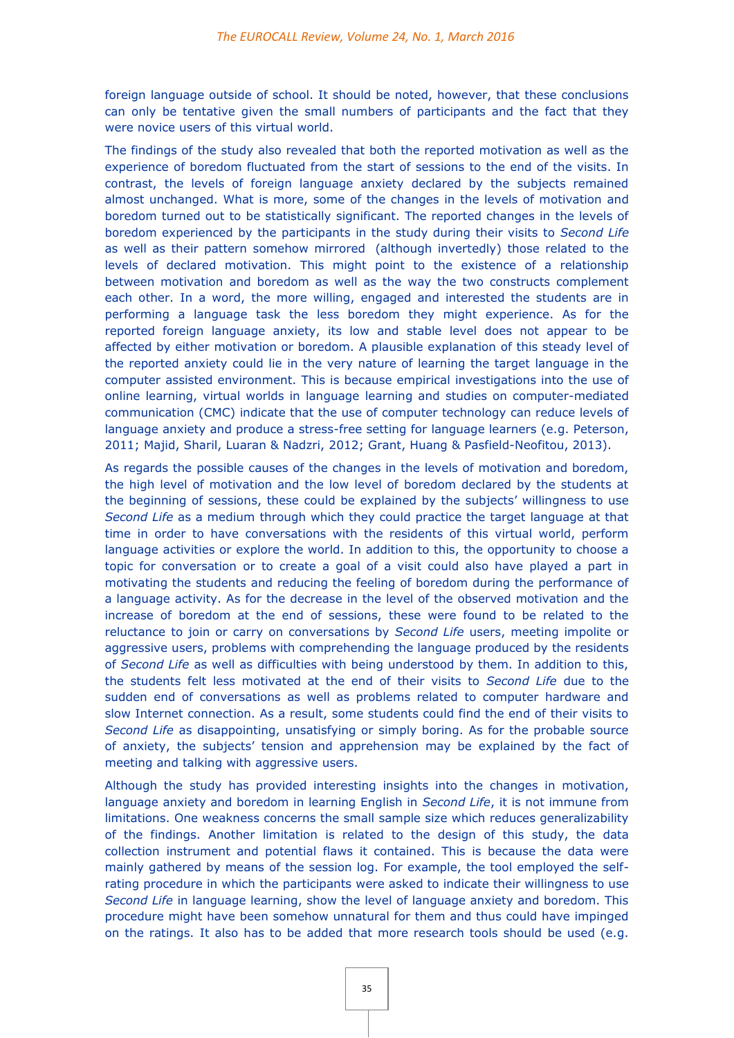foreign language outside of school. It should be noted, however, that these conclusions can only be tentative given the small numbers of participants and the fact that they were novice users of this virtual world.

The findings of the study also revealed that both the reported motivation as well as the experience of boredom fluctuated from the start of sessions to the end of the visits. In contrast, the levels of foreign language anxiety declared by the subjects remained almost unchanged. What is more, some of the changes in the levels of motivation and boredom turned out to be statistically significant. The reported changes in the levels of boredom experienced by the participants in the study during their visits to *Second Life* as well as their pattern somehow mirrored (although invertedly) those related to the levels of declared motivation. This might point to the existence of a relationship between motivation and boredom as well as the way the two constructs complement each other. In a word, the more willing, engaged and interested the students are in performing a language task the less boredom they might experience. As for the reported foreign language anxiety, its low and stable level does not appear to be affected by either motivation or boredom. A plausible explanation of this steady level of the reported anxiety could lie in the very nature of learning the target language in the computer assisted environment. This is because empirical investigations into the use of online learning, virtual worlds in language learning and studies on computer-mediated communication (CMC) indicate that the use of computer technology can reduce levels of language anxiety and produce a stress-free setting for language learners (e.g. Peterson, 2011; Majid, Sharil, Luaran & Nadzri, 2012; Grant, Huang & Pasfield-Neofitou, 2013).

As regards the possible causes of the changes in the levels of motivation and boredom, the high level of motivation and the low level of boredom declared by the students at the beginning of sessions, these could be explained by the subjects' willingness to use *Second Life* as a medium through which they could practice the target language at that time in order to have conversations with the residents of this virtual world, perform language activities or explore the world. In addition to this, the opportunity to choose a topic for conversation or to create a goal of a visit could also have played a part in motivating the students and reducing the feeling of boredom during the performance of a language activity. As for the decrease in the level of the observed motivation and the increase of boredom at the end of sessions, these were found to be related to the reluctance to join or carry on conversations by *Second Life* users, meeting impolite or aggressive users, problems with comprehending the language produced by the residents of *Second Life* as well as difficulties with being understood by them. In addition to this, the students felt less motivated at the end of their visits to *Second Life* due to the sudden end of conversations as well as problems related to computer hardware and slow Internet connection. As a result, some students could find the end of their visits to *Second Life* as disappointing, unsatisfying or simply boring. As for the probable source of anxiety, the subjects' tension and apprehension may be explained by the fact of meeting and talking with aggressive users.

Although the study has provided interesting insights into the changes in motivation, language anxiety and boredom in learning English in *Second Life*, it is not immune from limitations. One weakness concerns the small sample size which reduces generalizability of the findings. Another limitation is related to the design of this study, the data collection instrument and potential flaws it contained. This is because the data were mainly gathered by means of the session log. For example, the tool employed the self-rating procedure in which the participants were asked to indicate their willingness to use *Second Life* in language learning, show the level of language anxiety and boredom. This procedure might have been somehow unnatural for them and thus could have impinged on the ratings. It also has to be added that more research tools should be used (e.g.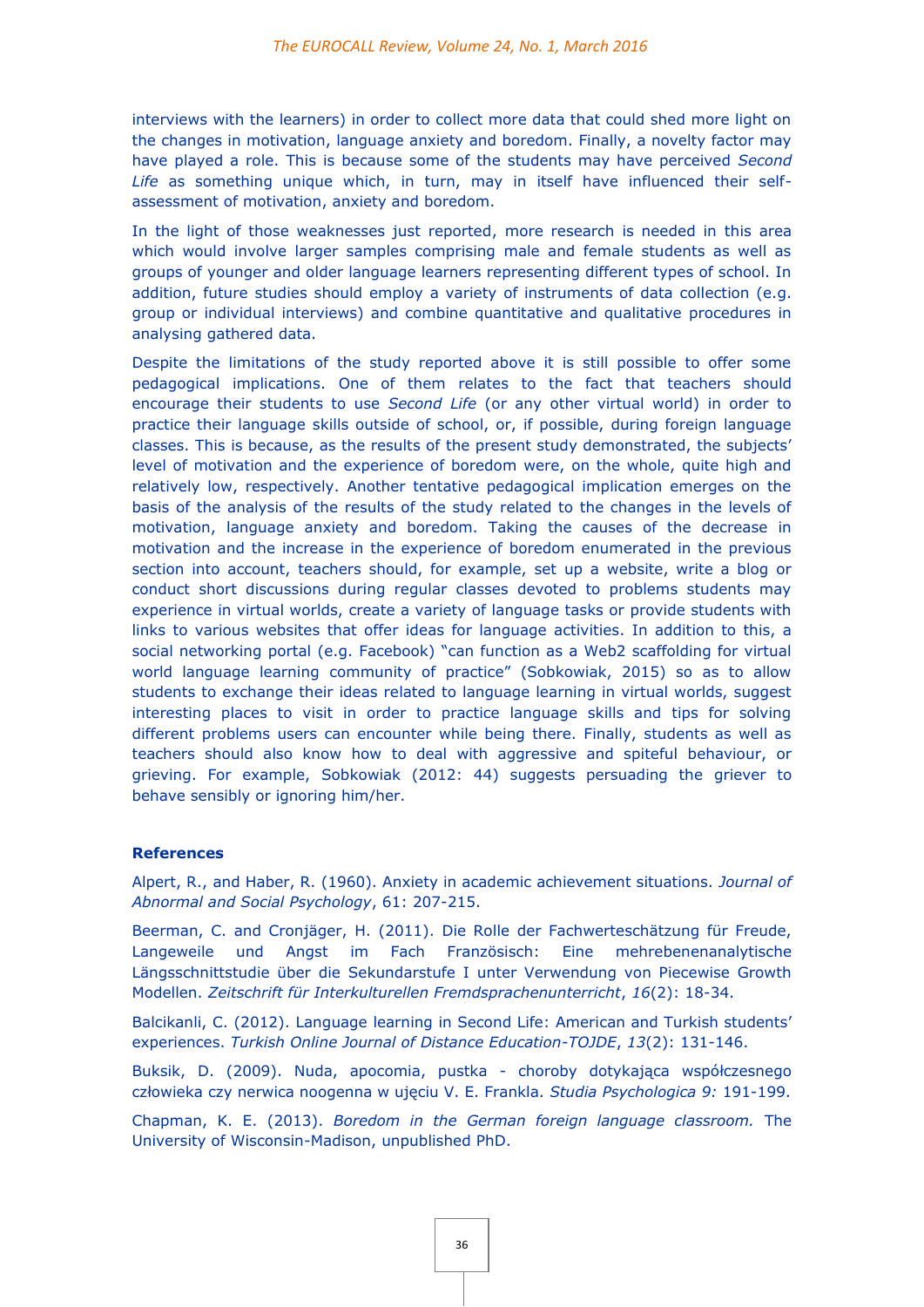interviews with the learners) in order to collect more data that could shed more light on the changes in motivation, language anxiety and boredom. Finally, a novelty factor may have played a role. This is because some of the students may have perceived *Second Life* as something unique which, in turn, may in itself have influenced their self-assessment of motivation, anxiety and boredom.

In the light of those weaknesses just reported, more research is needed in this area which would involve larger samples comprising male and female students as well as groups of younger and older language learners representing different types of school. In addition, future studies should employ a variety of instruments of data collection (e.g. group or individual interviews) and combine quantitative and qualitative procedures in analysing gathered data.

Despite the limitations of the study reported above it is still possible to offer some pedagogical implications. One of them relates to the fact that teachers should encourage their students to use *Second Life* (or any other virtual world) in order to practice their language skills outside of school, or, if possible, during foreign language classes. This is because, as the results of the present study demonstrated, the subjects' level of motivation and the experience of boredom were, on the whole, quite high and relatively low, respectively. Another tentative pedagogical implication emerges on the basis of the analysis of the results of the study related to the changes in the levels of motivation, language anxiety and boredom. Taking the causes of the decrease in motivation and the increase in the experience of boredom enumerated in the previous section into account, teachers should, for example, set up a website, write a blog or conduct short discussions during regular classes devoted to problems students may experience in virtual worlds, create a variety of language tasks or provide students with links to various websites that offer ideas for language activities. In addition to this, a social networking portal (e.g. Facebook) "can function as a Web2 scaffolding for virtual world language learning community of practice" (Sobkowiak, 2015) so as to allow students to exchange their ideas related to language learning in virtual worlds, suggest interesting places to visit in order to practice language skills and tips for solving different problems users can encounter while being there. Finally, students as well as teachers should also know how to deal with aggressive and spiteful behaviour, or grieving. For example, Sobkowiak (2012: 44) suggests persuading the griever to behave sensibly or ignoring him/her.

## References

Alpert, R., and Haber, R. (1960). Anxiety in academic achievement situations. *Journal of Abnormal and Social Psychology*, 61: 207-215.

Beerman, C. and Cronjäger, H. (2011). Die Rolle der Fachwerteschätzung für Freude, Langeweile und Angst im Fach Französisch: Eine mehrebenenanalytische Längsschnittstudie über die Sekundarstufe I unter Verwendung von Piecewise Growth Modellen. *Zeitschrift für Interkulturellen Fremdsprachenunterricht*, *16*(2): 18-34.

Balcikanli, C. (2012). Language learning in Second Life: American and Turkish students' experiences. *Turkish Online Journal of Distance Education-TOJDE*, *13*(2): 131-146.

Buksik, D. (2009). Nuda, apocomia, pustka - choroby dotykająca współczesnego człowieka czy nerwica noogenna w ujęciu V. E. Frankla. *Studia Psychologica 9:* 191-199.

Chapman, K. E. (2013). *Boredom in the German foreign language classroom.* The University of Wisconsin-Madison, unpublished PhD.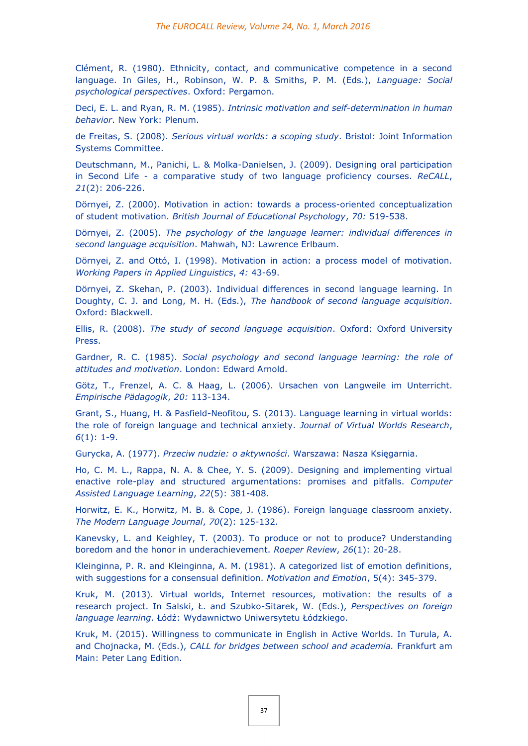Clément, R. (1980). Ethnicity, contact, and communicative competence in a second language. In Giles, H., Robinson, W. P. & Smiths, P. M. (Eds.), *Language: Social psychological perspectives*. Oxford: Pergamon.

Deci, E. L. and Ryan, R. M. (1985). *Intrinsic motivation and self-determination in human behavior*. New York: Plenum.

de Freitas, S. (2008). *Serious virtual worlds: a scoping study*. Bristol: Joint Information Systems Committee.

Deutschmann, M., Panichi, L. & Molka-Danielsen, J. (2009). Designing oral participation in Second Life - a comparative study of two language proficiency courses. *ReCALL*, *21*(2): 206-226.

Dörnyei, Z. (2000). Motivation in action: towards a process-oriented conceptualization of student motivation. *British Journal of Educational Psychology*, *70:* 519-538.

Dörnyei, Z. (2005). *The psychology of the language learner: individual differences in second language acquisition*. Mahwah, NJ: Lawrence Erlbaum.

Dörnyei, Z. and Ottó, I. (1998). Motivation in action: a process model of motivation. *Working Papers in Applied Linguistics*, *4:* 43-69.

Dörnyei, Z. Skehan, P. (2003). Individual differences in second language learning. In Doughty, C. J. and Long, M. H. (Eds.), *The handbook of second language acquisition*. Oxford: Blackwell.

Ellis, R. (2008). *The study of second language acquisition*. Oxford: Oxford University Press.

Gardner, R. C. (1985). *Social psychology and second language learning: the role of attitudes and motivation*. London: Edward Arnold.

Götz, T., Frenzel, A. C. & Haag, L. (2006). Ursachen von Langweile im Unterricht. *Empirische Pädagogik*, *20:* 113-134.

Grant, S., Huang, H. & Pasfield-Neofitou, S. (2013). Language learning in virtual worlds: the role of foreign language and technical anxiety. *Journal of Virtual Worlds Research*, *6*(1): 1-9.

Gurycka, A. (1977). *Przeciw nudzie: o aktywności*. Warszawa: Nasza Księgarnia.

Ho, C. M. L., Rappa, N. A. & Chee, Y. S. (2009). Designing and implementing virtual enactive role-play and structured argumentations: promises and pitfalls. *Computer Assisted Language Learning*, *22*(5): 381-408.

Horwitz, E. K., Horwitz, M. B. & Cope, J. (1986). Foreign language classroom anxiety. *The Modern Language Journal*, *70*(2): 125-132.

Kanevsky, L. and Keighley, T. (2003). To produce or not to produce? Understanding boredom and the honor in underachievement. *Roeper Review*, *26*(1): 20-28.

Kleinginna, P. R. and Kleinginna, A. M. (1981). A categorized list of emotion definitions, with suggestions for a consensual definition. *Motivation and Emotion*, 5(4): 345-379.

Kruk, M. (2013). Virtual worlds, Internet resources, motivation: the results of a research project. In Salski, Ł. and Szubko-Sitarek, W. (Eds.), *Perspectives on foreign language learning*. Łódź: Wydawnictwo Uniwersytetu Łódzkiego.

Kruk, M. (2015). Willingness to communicate in English in Active Worlds. In Turula, A. and Chojnacka, M. (Eds.), *CALL for bridges between school and academia.* Frankfurt am Main: Peter Lang Edition.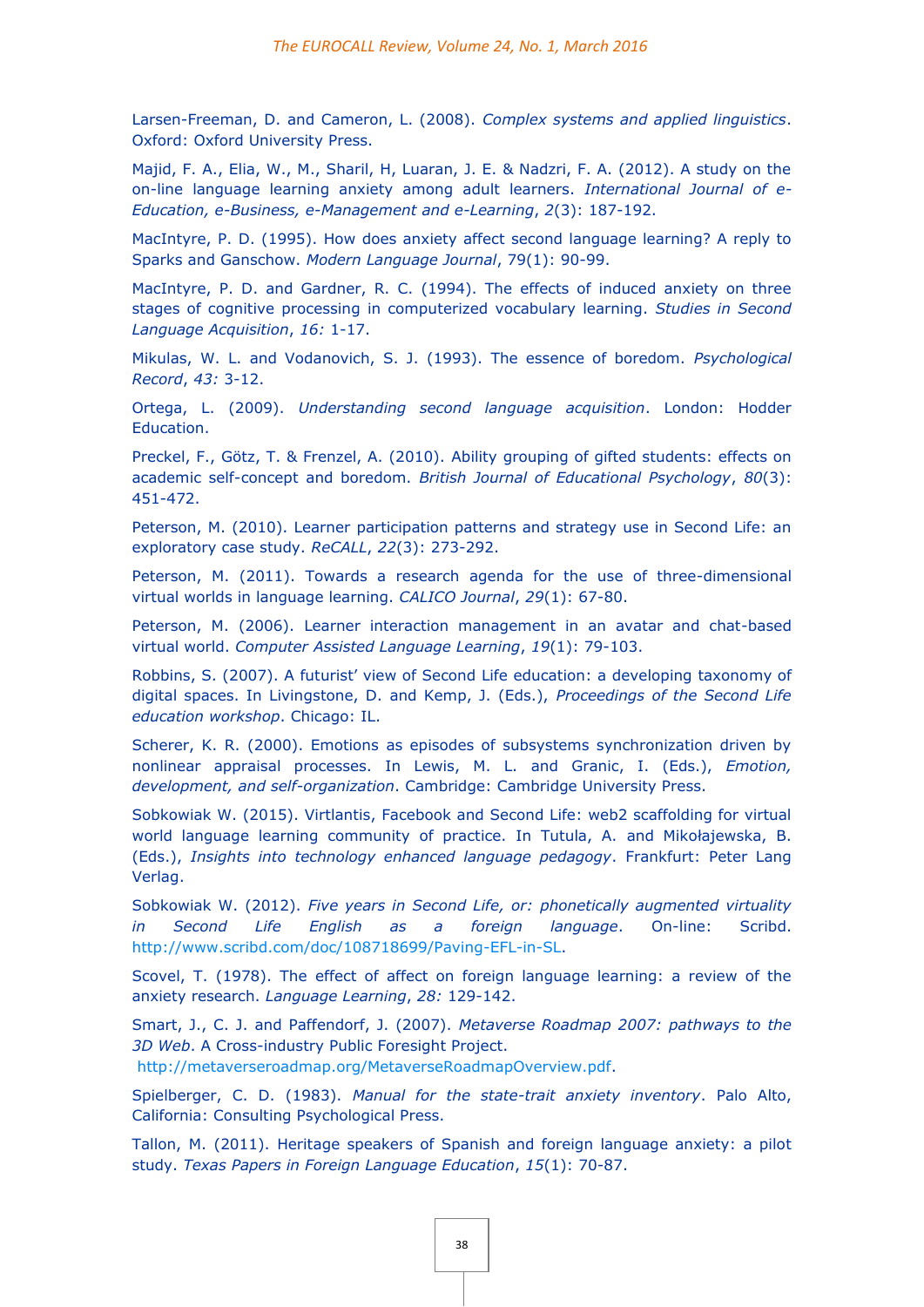Larsen-Freeman, D. and Cameron, L. (2008). *Complex systems and applied linguistics*. Oxford: Oxford University Press.

Majid, F. A., Elia, W., M., Sharil, H, Luaran, J. E. & Nadzri, F. A. (2012). A study on the on-line language learning anxiety among adult learners. *International Journal of e-Education, e-Business, e-Management and e-Learning*, *2*(3): 187-192.

MacIntyre, P. D. (1995). How does anxiety affect second language learning? A reply to Sparks and Ganschow. *Modern Language Journal*, 79(1): 90-99.

MacIntyre, P. D. and Gardner, R. C. (1994). The effects of induced anxiety on three stages of cognitive processing in computerized vocabulary learning. *Studies in Second Language Acquisition*, *16:* 1-17.

Mikulas, W. L. and Vodanovich, S. J. (1993). The essence of boredom. *Psychological Record*, *43:* 3-12.

Ortega, L. (2009). *Understanding second language acquisition*. London: Hodder Education.

Preckel, F., Götz, T. & Frenzel, A. (2010). Ability grouping of gifted students: effects on academic self-concept and boredom. *British Journal of Educational Psychology*, *80*(3): 451-472.

Peterson, M. (2010). Learner participation patterns and strategy use in Second Life: an exploratory case study. *ReCALL*, *22*(3): 273-292.

Peterson, M. (2011). Towards a research agenda for the use of three-dimensional virtual worlds in language learning. *CALICO Journal*, *29*(1): 67-80.

Peterson, M. (2006). Learner interaction management in an avatar and chat-based virtual world. *Computer Assisted Language Learning*, *19*(1): 79-103.

Robbins, S. (2007). A futurist' view of Second Life education: a developing taxonomy of digital spaces. In Livingstone, D. and Kemp, J. (Eds.), *Proceedings of the Second Life education workshop*. Chicago: IL.

Scherer, K. R. (2000). Emotions as episodes of subsystems synchronization driven by nonlinear appraisal processes. In Lewis, M. L. and Granic, I. (Eds.), *Emotion, development, and self-organization*. Cambridge: Cambridge University Press.

Sobkowiak W. (2015). Virtlantis, Facebook and Second Life: web2 scaffolding for virtual world language learning community of practice. In Tutula, A. and Mikołajewska, B. (Eds.), *Insights into technology enhanced language pedagogy*. Frankfurt: Peter Lang Verlag.

Sobkowiak W. (2012). *Five years in Second Life, or: phonetically augmented virtuality in Second Life English as a foreign language*. On-line: Scribd. http://www.scribd.com/doc/108718699/Paving-EFL-in-SL.

Scovel, T. (1978). The effect of affect on foreign language learning: a review of the anxiety research. *Language Learning*, *28:* 129-142.

Smart, J., C. J. and Paffendorf, J. (2007). *Metaverse Roadmap 2007: pathways to the 3D Web*. A Cross-industry Public Foresight Project. http://metaverseroadmap.org/MetaverseRoadmapOverview.pdf.

Spielberger, C. D. (1983). *Manual for the state-trait anxiety inventory*. Palo Alto, California: Consulting Psychological Press.

Tallon, M. (2011). Heritage speakers of Spanish and foreign language anxiety: a pilot study. *Texas Papers in Foreign Language Education*, *15*(1): 70-87.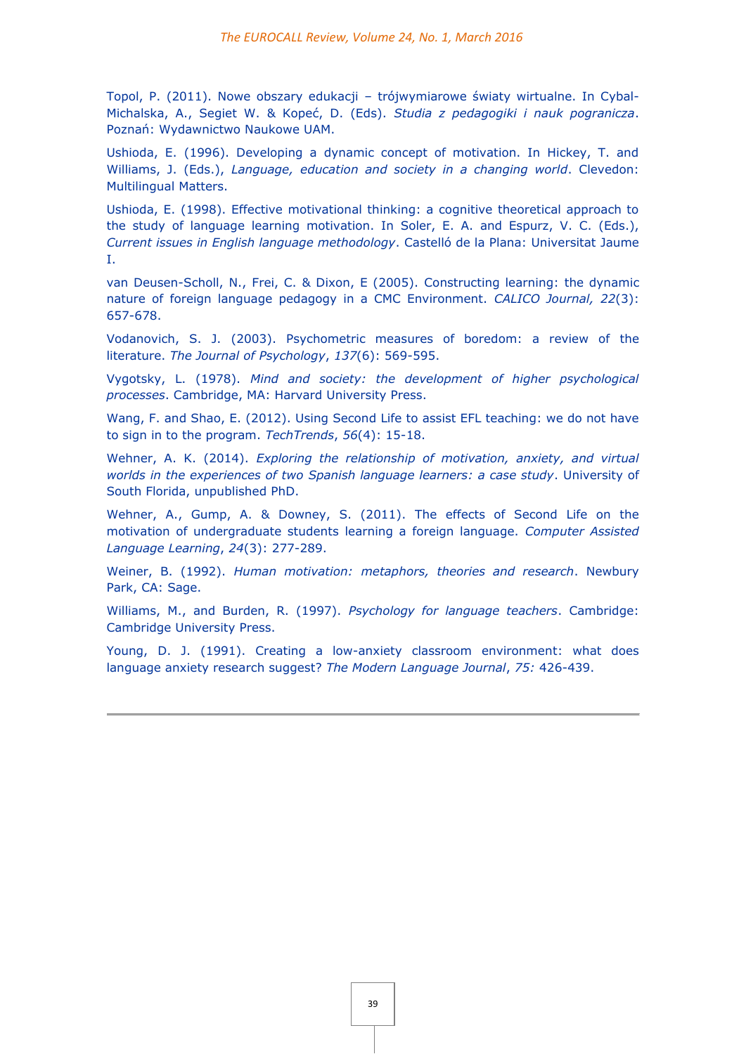Topol, P. (2011). Nowe obszary edukacji – trójwymiarowe światy wirtualne. In Cybal-Michalska, A., Segiet W. & Kopeć, D. (Eds). *Studia z pedagogiki i nauk pogranicza*. Poznań: Wydawnictwo Naukowe UAM.

Ushioda, E. (1996). Developing a dynamic concept of motivation. In Hickey, T. and Williams, J. (Eds.), *Language, education and society in a changing world*. Clevedon: Multilingual Matters.

Ushioda, E. (1998). Effective motivational thinking: a cognitive theoretical approach to the study of language learning motivation. In Soler, E. A. and Espurz, V. C. (Eds.), *Current issues in English language methodology*. Castelló de la Plana: Universitat Jaume I.

van Deusen-Scholl, N., Frei, C. & Dixon, E (2005). Constructing learning: the dynamic nature of foreign language pedagogy in a CMC Environment. *CALICO Journal, 22*(3): 657-678.

Vodanovich, S. J. (2003). Psychometric measures of boredom: a review of the literature. *The Journal of Psychology*, *137*(6): 569-595.

Vygotsky, L. (1978). *Mind and society: the development of higher psychological processes*. Cambridge, MA: Harvard University Press.

Wang, F. and Shao, E. (2012). Using Second Life to assist EFL teaching: we do not have to sign in to the program. *TechTrends*, *56*(4): 15-18.

Wehner, A. K. (2014). *Exploring the relationship of motivation, anxiety, and virtual worlds in the experiences of two Spanish language learners: a case study*. University of South Florida, unpublished PhD.

Wehner, A., Gump, A. & Downey, S. (2011). The effects of Second Life on the motivation of undergraduate students learning a foreign language. *Computer Assisted Language Learning*, *24*(3): 277-289.

Weiner, B. (1992). *Human motivation: metaphors, theories and research*. Newbury Park, CA: Sage.

Williams, M., and Burden, R. (1997). *Psychology for language teachers*. Cambridge: Cambridge University Press.

Young, D. J. (1991). Creating a low-anxiety classroom environment: what does language anxiety research suggest? *The Modern Language Journal*, *75:* 426-439.